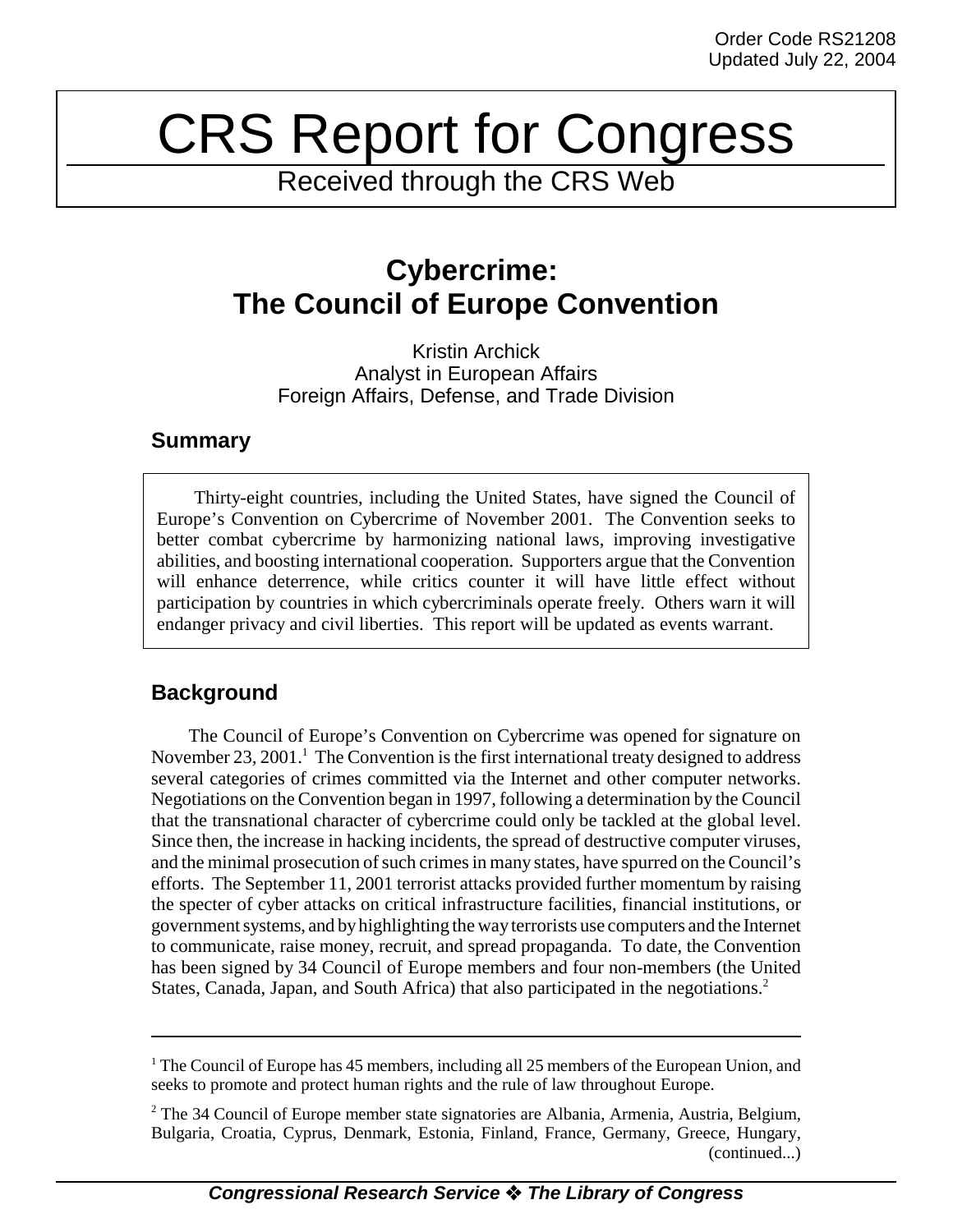Order Code RS21208
Updated July 22, 2004

# CRS Report for Congress

Received through the CRS Web

## Cybercrime: The Council of Europe Convention

Kristin Archick
Analyst in European Affairs
Foreign Affairs, Defense, and Trade Division

### Summary

Thirty-eight countries, including the United States, have signed the Council of Europe's Convention on Cybercrime of November 2001. The Convention seeks to better combat cybercrime by harmonizing national laws, improving investigative abilities, and boosting international cooperation. Supporters argue that the Convention will enhance deterrence, while critics counter it will have little effect without participation by countries in which cybercriminals operate freely. Others warn it will endanger privacy and civil liberties. This report will be updated as events warrant.

### Background

The Council of Europe's Convention on Cybercrime was opened for signature on November 23, 2001.[1] The Convention is the first international treaty designed to address several categories of crimes committed via the Internet and other computer networks. Negotiations on the Convention began in 1997, following a determination by the Council that the transnational character of cybercrime could only be tackled at the global level. Since then, the increase in hacking incidents, the spread of destructive computer viruses, and the minimal prosecution of such crimes in many states, have spurred on the Council's efforts. The September 11, 2001 terrorist attacks provided further momentum by raising the specter of cyber attacks on critical infrastructure facilities, financial institutions, or government systems, and by highlighting the way terrorists use computers and the Internet to communicate, raise money, recruit, and spread propaganda. To date, the Convention has been signed by 34 Council of Europe members and four non-members (the United States, Canada, Japan, and South Africa) that also participated in the negotiations.[2]

---

[1] The Council of Europe has 45 members, including all 25 members of the European Union, and seeks to promote and protect human rights and the rule of law throughout Europe.

[2] The 34 Council of Europe member state signatories are Albania, Armenia, Austria, Belgium, Bulgaria, Croatia, Cyprus, Denmark, Estonia, Finland, France, Germany, Greece, Hungary, (continued...)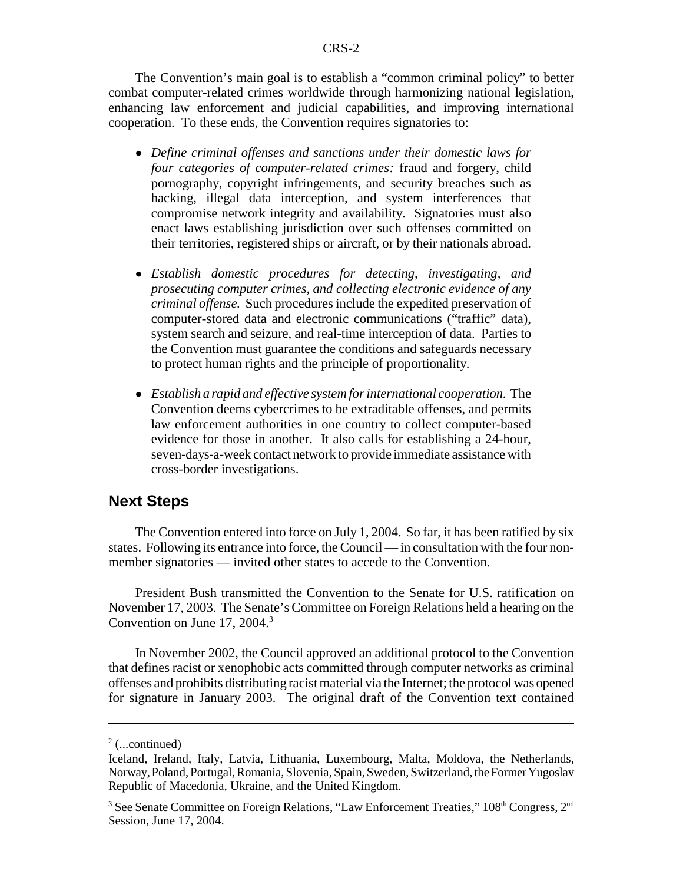The Convention's main goal is to establish a "common criminal policy" to better combat computer-related crimes worldwide through harmonizing national legislation, enhancing law enforcement and judicial capabilities, and improving international cooperation. To these ends, the Convention requires signatories to:

- *Define criminal offenses and sanctions under their domestic laws for four categories of computer-related crimes:* fraud and forgery, child pornography, copyright infringements, and security breaches such as hacking, illegal data interception, and system interferences that compromise network integrity and availability. Signatories must also enact laws establishing jurisdiction over such offenses committed on their territories, registered ships or aircraft, or by their nationals abroad.

- *Establish domestic procedures for detecting, investigating, and prosecuting computer crimes, and collecting electronic evidence of any criminal offense.* Such procedures include the expedited preservation of computer-stored data and electronic communications ("traffic" data), system search and seizure, and real-time interception of data. Parties to the Convention must guarantee the conditions and safeguards necessary to protect human rights and the principle of proportionality.

- *Establish a rapid and effective system for international cooperation.* The Convention deems cybercrimes to be extraditable offenses, and permits law enforcement authorities in one country to collect computer-based evidence for those in another. It also calls for establishing a 24-hour, seven-days-a-week contact network to provide immediate assistance with cross-border investigations.

## Next Steps

The Convention entered into force on July 1, 2004. So far, it has been ratified by six states. Following its entrance into force, the Council — in consultation with the four non-member signatories — invited other states to accede to the Convention.

President Bush transmitted the Convention to the Senate for U.S. ratification on November 17, 2003. The Senate's Committee on Foreign Relations held a hearing on the Convention on June 17, 2004.[3]

In November 2002, the Council approved an additional protocol to the Convention that defines racist or xenophobic acts committed through computer networks as criminal offenses and prohibits distributing racist material via the Internet; the protocol was opened for signature in January 2003. The original draft of the Convention text contained

---

[2] (...continued)

Iceland, Ireland, Italy, Latvia, Lithuania, Luxembourg, Malta, Moldova, the Netherlands, Norway, Poland, Portugal, Romania, Slovenia, Spain, Sweden, Switzerland, the Former Yugoslav Republic of Macedonia, Ukraine, and the United Kingdom.

[3] See Senate Committee on Foreign Relations, "Law Enforcement Treaties," 108th Congress, 2nd Session, June 17, 2004.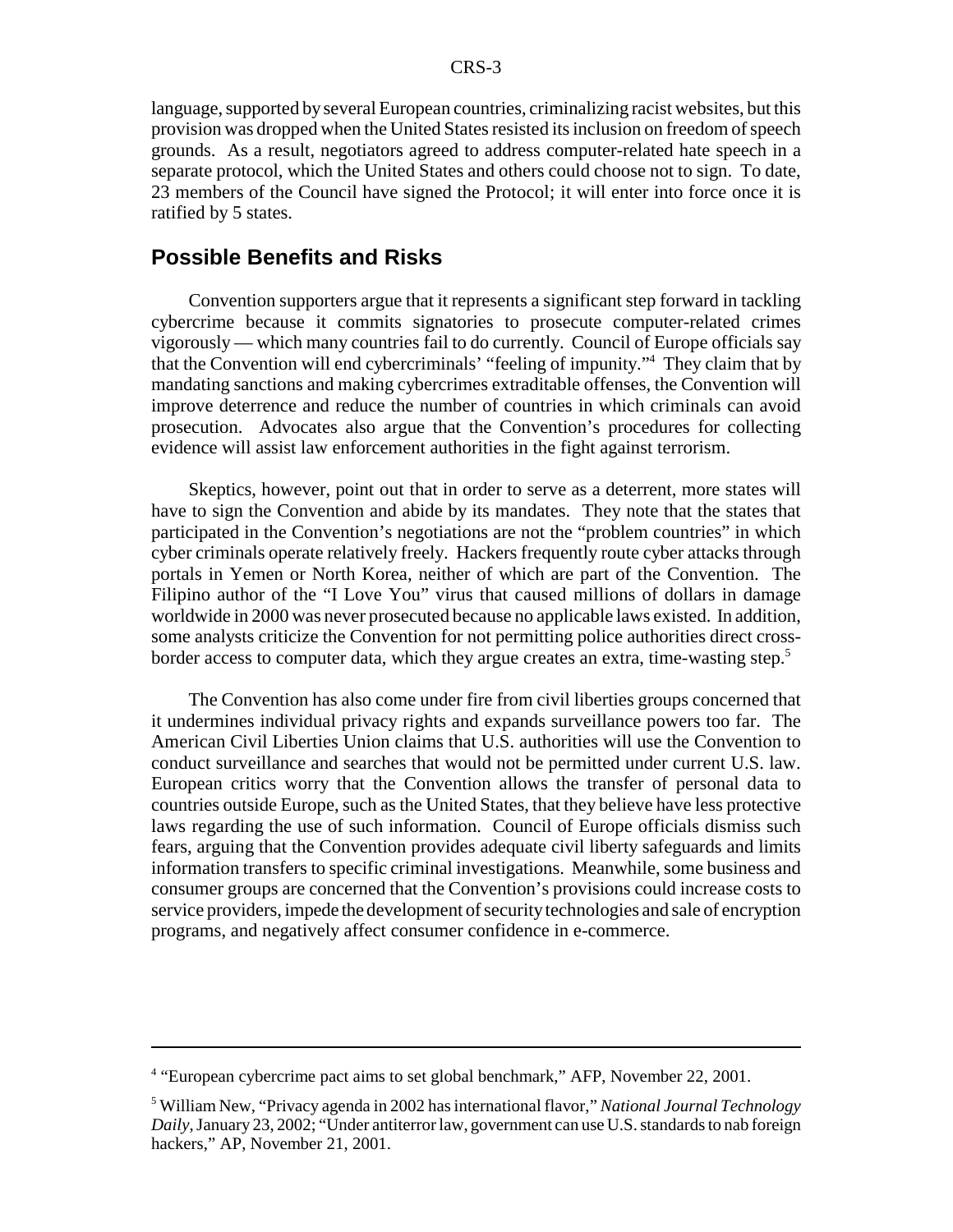language, supported by several European countries, criminalizing racist websites, but this provision was dropped when the United States resisted its inclusion on freedom of speech grounds. As a result, negotiators agreed to address computer-related hate speech in a separate protocol, which the United States and others could choose not to sign. To date, 23 members of the Council have signed the Protocol; it will enter into force once it is ratified by 5 states.

## Possible Benefits and Risks

Convention supporters argue that it represents a significant step forward in tackling cybercrime because it commits signatories to prosecute computer-related crimes vigorously — which many countries fail to do currently. Council of Europe officials say that the Convention will end cybercriminals' "feeling of impunity."[4] They claim that by mandating sanctions and making cybercrimes extraditable offenses, the Convention will improve deterrence and reduce the number of countries in which criminals can avoid prosecution. Advocates also argue that the Convention's procedures for collecting evidence will assist law enforcement authorities in the fight against terrorism.

Skeptics, however, point out that in order to serve as a deterrent, more states will have to sign the Convention and abide by its mandates. They note that the states that participated in the Convention's negotiations are not the "problem countries" in which cyber criminals operate relatively freely. Hackers frequently route cyber attacks through portals in Yemen or North Korea, neither of which are part of the Convention. The Filipino author of the "I Love You" virus that caused millions of dollars in damage worldwide in 2000 was never prosecuted because no applicable laws existed. In addition, some analysts criticize the Convention for not permitting police authorities direct cross-border access to computer data, which they argue creates an extra, time-wasting step.[5]

The Convention has also come under fire from civil liberties groups concerned that it undermines individual privacy rights and expands surveillance powers too far. The American Civil Liberties Union claims that U.S. authorities will use the Convention to conduct surveillance and searches that would not be permitted under current U.S. law. European critics worry that the Convention allows the transfer of personal data to countries outside Europe, such as the United States, that they believe have less protective laws regarding the use of such information. Council of Europe officials dismiss such fears, arguing that the Convention provides adequate civil liberty safeguards and limits information transfers to specific criminal investigations. Meanwhile, some business and consumer groups are concerned that the Convention's provisions could increase costs to service providers, impede the development of security technologies and sale of encryption programs, and negatively affect consumer confidence in e-commerce.

---

[4] "European cybercrime pact aims to set global benchmark," AFP, November 22, 2001.

[5] William New, "Privacy agenda in 2002 has international flavor," *National Journal Technology Daily*, January 23, 2002; "Under antiterror law, government can use U.S. standards to nab foreign hackers," AP, November 21, 2001.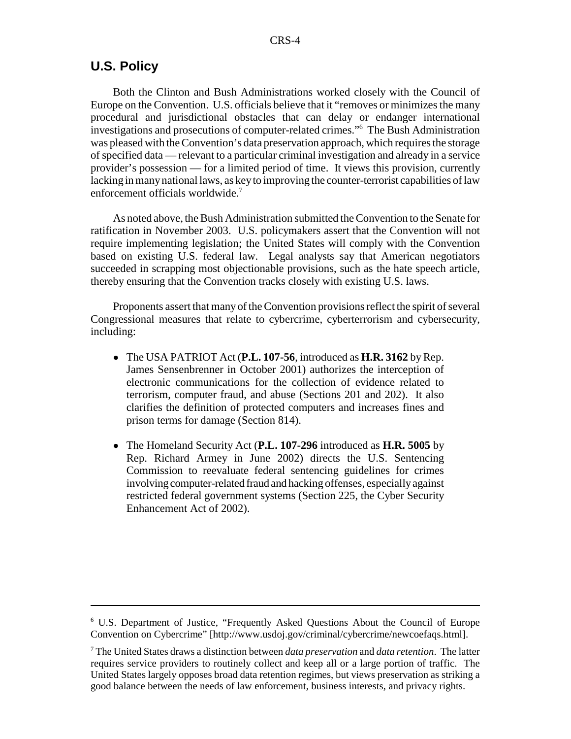## U.S. Policy

Both the Clinton and Bush Administrations worked closely with the Council of Europe on the Convention. U.S. officials believe that it "removes or minimizes the many procedural and jurisdictional obstacles that can delay or endanger international investigations and prosecutions of computer-related crimes."[6] The Bush Administration was pleased with the Convention's data preservation approach, which requires the storage of specified data — relevant to a particular criminal investigation and already in a service provider's possession — for a limited period of time. It views this provision, currently lacking in many national laws, as key to improving the counter-terrorist capabilities of law enforcement officials worldwide.[7]

As noted above, the Bush Administration submitted the Convention to the Senate for ratification in November 2003. U.S. policymakers assert that the Convention will not require implementing legislation; the United States will comply with the Convention based on existing U.S. federal law. Legal analysts say that American negotiators succeeded in scrapping most objectionable provisions, such as the hate speech article, thereby ensuring that the Convention tracks closely with existing U.S. laws.

Proponents assert that many of the Convention provisions reflect the spirit of several Congressional measures that relate to cybercrime, cyberterrorism and cybersecurity, including:

- The USA PATRIOT Act (**P.L. 107-56**, introduced as **H.R. 3162** by Rep. James Sensenbrenner in October 2001) authorizes the interception of electronic communications for the collection of evidence related to terrorism, computer fraud, and abuse (Sections 201 and 202). It also clarifies the definition of protected computers and increases fines and prison terms for damage (Section 814).
- The Homeland Security Act (**P.L. 107-296** introduced as **H.R. 5005** by Rep. Richard Armey in June 2002) directs the U.S. Sentencing Commission to reevaluate federal sentencing guidelines for crimes involving computer-related fraud and hacking offenses, especially against restricted federal government systems (Section 225, the Cyber Security Enhancement Act of 2002).

---

[6] U.S. Department of Justice, "Frequently Asked Questions About the Council of Europe Convention on Cybercrime" [http://www.usdoj.gov/criminal/cybercrime/newcoefaqs.html].

[7] The United States draws a distinction between *data preservation* and *data retention*. The latter requires service providers to routinely collect and keep all or a large portion of traffic. The United States largely opposes broad data retention regimes, but views preservation as striking a good balance between the needs of law enforcement, business interests, and privacy rights.